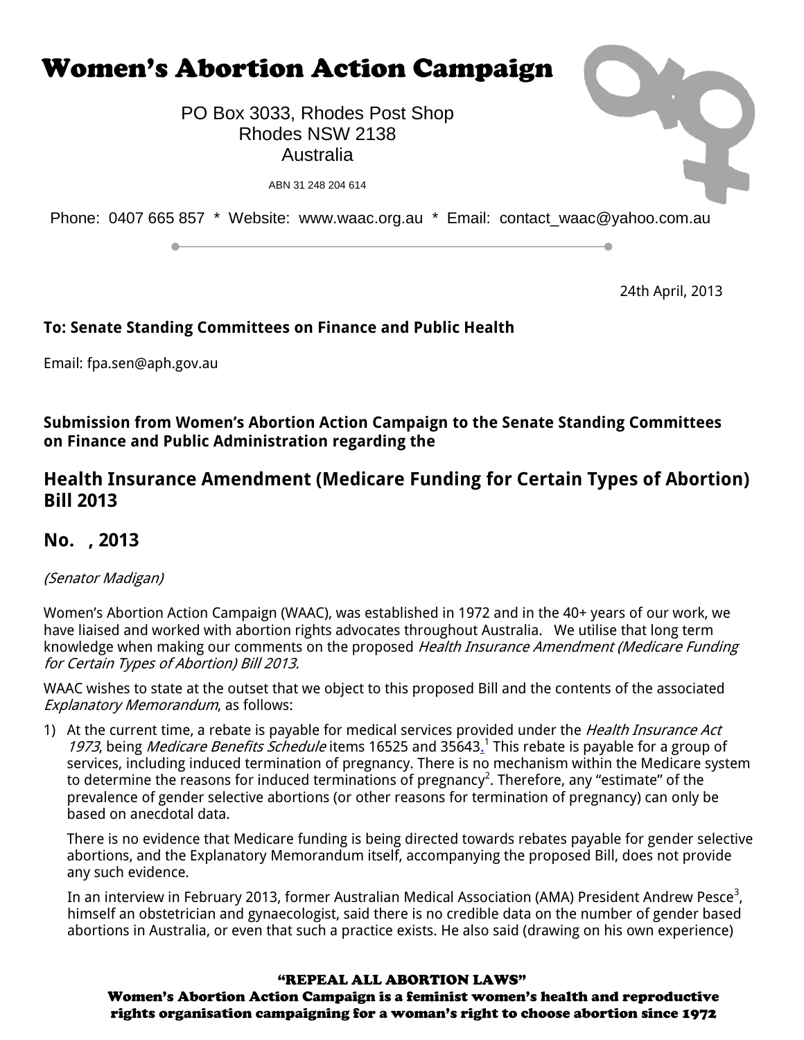# Women's Abortion Action Campaign

PO Box 3033, Rhodes Post Shop
Rhodes NSW 2138
Australia

ABN 31 248 204 614

Phone: 0407 665 857 * Website: www.waac.org.au * Email: contact_waac@yahoo.com.au

24th April, 2013

**To: Senate Standing Committees on Finance and Public Health**

Email: fpa.sen@aph.gov.au

**Submission from Women's Abortion Action Campaign to the Senate Standing Committees on Finance and Public Administration regarding the**

## Health Insurance Amendment (Medicare Funding for Certain Types of Abortion) Bill 2013

## No. , 2013

*(Senator Madigan)*

Women's Abortion Action Campaign (WAAC), was established in 1972 and in the 40+ years of our work, we have liaised and worked with abortion rights advocates throughout Australia. We utilise that long term knowledge when making our comments on the proposed *Health Insurance Amendment (Medicare Funding for Certain Types of Abortion) Bill 2013.*

WAAC wishes to state at the outset that we object to this proposed Bill and the contents of the associated *Explanatory Memorandum*, as follows:

1) At the current time, a rebate is payable for medical services provided under the *Health Insurance Act 1973*, being *Medicare Benefits Schedule* items 16525 and 35643.[1] This rebate is payable for a group of services, including induced termination of pregnancy. There is no mechanism within the Medicare system to determine the reasons for induced terminations of pregnancy[2]. Therefore, any "estimate" of the prevalence of gender selective abortions (or other reasons for termination of pregnancy) can only be based on anecdotal data.

   There is no evidence that Medicare funding is being directed towards rebates payable for gender selective abortions, and the Explanatory Memorandum itself, accompanying the proposed Bill, does not provide any such evidence.

   In an interview in February 2013, former Australian Medical Association (AMA) President Andrew Pesce[3], himself an obstetrician and gynaecologist, said there is no credible data on the number of gender based abortions in Australia, or even that such a practice exists. He also said (drawing on his own experience)

"REPEAL ALL ABORTION LAWS"
**Women's Abortion Action Campaign is a feminist women's health and reproductive rights organisation campaigning for a woman's right to choose abortion since 1972**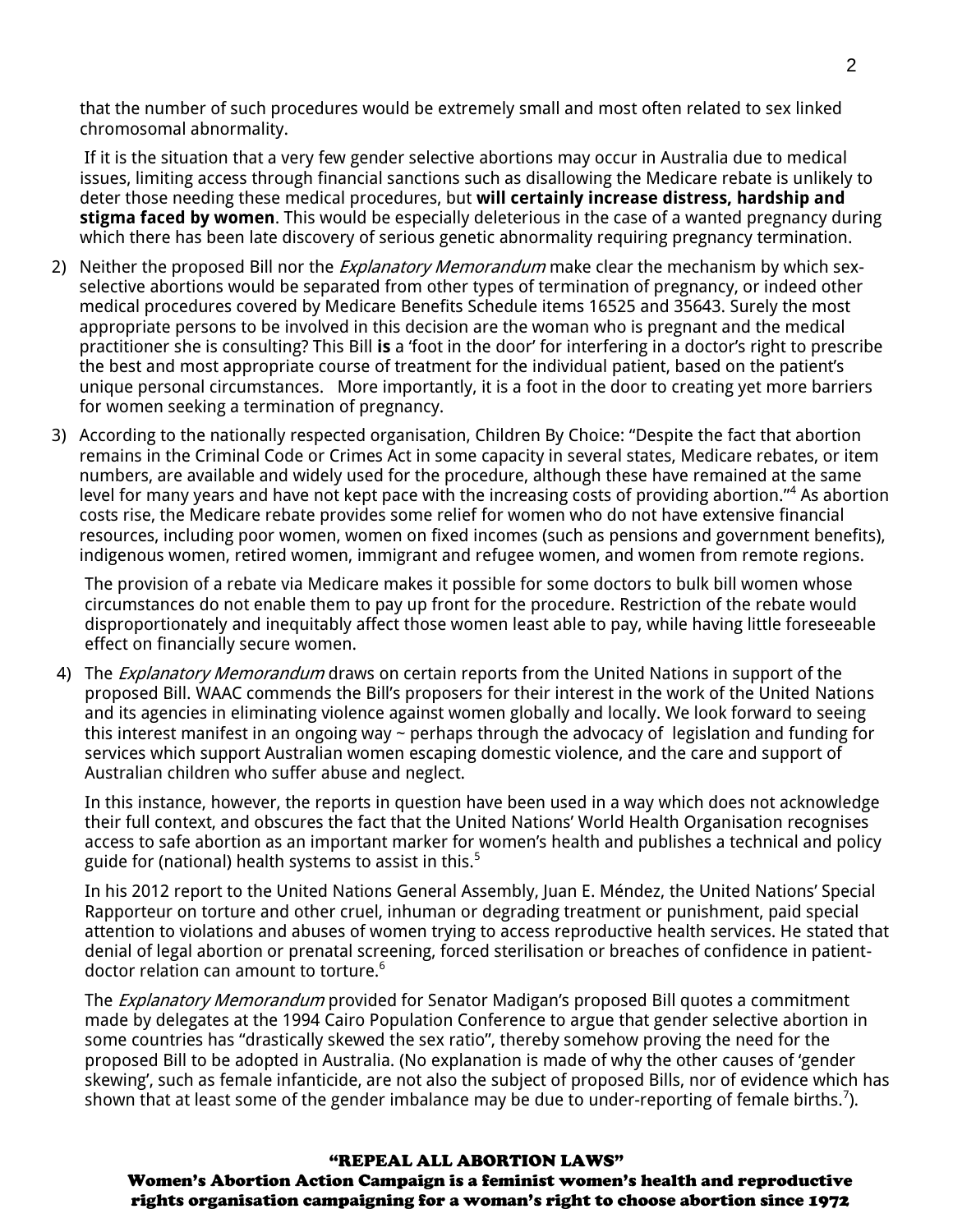that the number of such procedures would be extremely small and most often related to sex linked chromosomal abnormality.

If it is the situation that a very few gender selective abortions may occur in Australia due to medical issues, limiting access through financial sanctions such as disallowing the Medicare rebate is unlikely to deter those needing these medical procedures, but **will certainly increase distress, hardship and stigma faced by women**. This would be especially deleterious in the case of a wanted pregnancy during which there has been late discovery of serious genetic abnormality requiring pregnancy termination.

2) Neither the proposed Bill nor the *Explanatory Memorandum* make clear the mechanism by which sex-selective abortions would be separated from other types of termination of pregnancy, or indeed other medical procedures covered by Medicare Benefits Schedule items 16525 and 35643. Surely the most appropriate persons to be involved in this decision are the woman who is pregnant and the medical practitioner she is consulting? This Bill **is** a 'foot in the door' for interfering in a doctor's right to prescribe the best and most appropriate course of treatment for the individual patient, based on the patient's unique personal circumstances. More importantly, it is a foot in the door to creating yet more barriers for women seeking a termination of pregnancy.

3) According to the nationally respected organisation, Children By Choice: "Despite the fact that abortion remains in the Criminal Code or Crimes Act in some capacity in several states, Medicare rebates, or item numbers, are available and widely used for the procedure, although these have remained at the same level for many years and have not kept pace with the increasing costs of providing abortion."[4] As abortion costs rise, the Medicare rebate provides some relief for women who do not have extensive financial resources, including poor women, women on fixed incomes (such as pensions and government benefits), indigenous women, retired women, immigrant and refugee women, and women from remote regions.

   The provision of a rebate via Medicare makes it possible for some doctors to bulk bill women whose circumstances do not enable them to pay up front for the procedure. Restriction of the rebate would disproportionately and inequitably affect those women least able to pay, while having little foreseeable effect on financially secure women.

4) The *Explanatory Memorandum* draws on certain reports from the United Nations in support of the proposed Bill. WAAC commends the Bill's proposers for their interest in the work of the United Nations and its agencies in eliminating violence against women globally and locally. We look forward to seeing this interest manifest in an ongoing way ~ perhaps through the advocacy of legislation and funding for services which support Australian women escaping domestic violence, and the care and support of Australian children who suffer abuse and neglect.

   In this instance, however, the reports in question have been used in a way which does not acknowledge their full context, and obscures the fact that the United Nations' World Health Organisation recognises access to safe abortion as an important marker for women's health and publishes a technical and policy guide for (national) health systems to assist in this.[5]

   In his 2012 report to the United Nations General Assembly, Juan E. Méndez, the United Nations' Special Rapporteur on torture and other cruel, inhuman or degrading treatment or punishment, paid special attention to violations and abuses of women trying to access reproductive health services. He stated that denial of legal abortion or prenatal screening, forced sterilisation or breaches of confidence in patient-doctor relation can amount to torture.[6]

   The *Explanatory Memorandum* provided for Senator Madigan's proposed Bill quotes a commitment made by delegates at the 1994 Cairo Population Conference to argue that gender selective abortion in some countries has "drastically skewed the sex ratio", thereby somehow proving the need for the proposed Bill to be adopted in Australia. (No explanation is made of why the other causes of 'gender skewing', such as female infanticide, are not also the subject of proposed Bills, nor of evidence which has shown that at least some of the gender imbalance may be due to under-reporting of female births.[7]).

**"REPEAL ALL ABORTION LAWS"**

**Women's Abortion Action Campaign is a feminist women's health and reproductive rights organisation campaigning for a woman's right to choose abortion since 1972**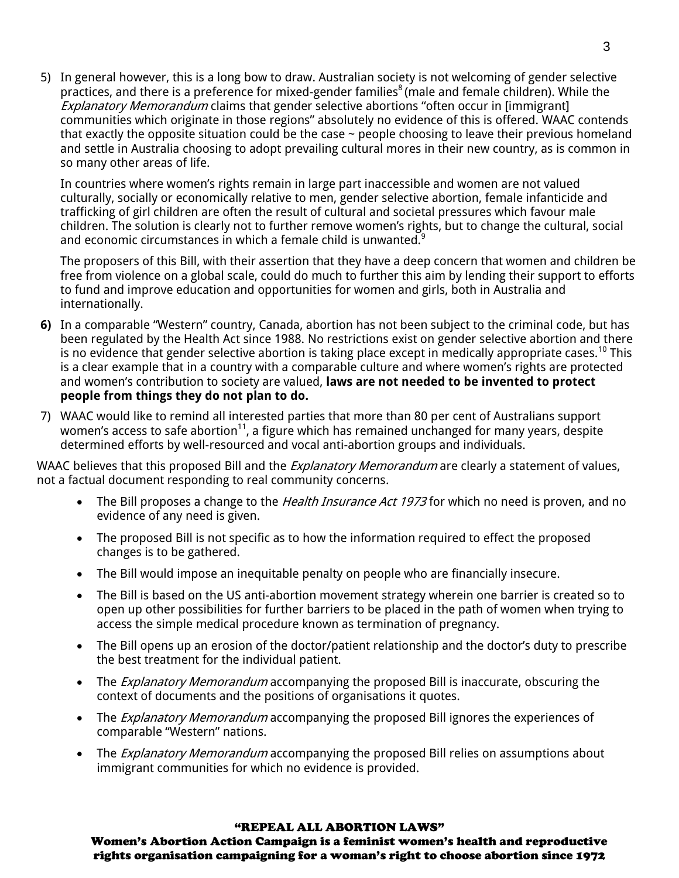5) In general however, this is a long bow to draw. Australian society is not welcoming of gender selective practices, and there is a preference for mixed-gender families[8] (male and female children). While the *Explanatory Memorandum* claims that gender selective abortions "often occur in [immigrant] communities which originate in those regions" absolutely no evidence of this is offered. WAAC contends that exactly the opposite situation could be the case ~ people choosing to leave their previous homeland and settle in Australia choosing to adopt prevailing cultural mores in their new country, as is common in so many other areas of life.

   In countries where women's rights remain in large part inaccessible and women are not valued culturally, socially or economically relative to men, gender selective abortion, female infanticide and trafficking of girl children are often the result of cultural and societal pressures which favour male children. The solution is clearly not to further remove women's rights, but to change the cultural, social and economic circumstances in which a female child is unwanted.[9]

   The proposers of this Bill, with their assertion that they have a deep concern that women and children be free from violence on a global scale, could do much to further this aim by lending their support to efforts to fund and improve education and opportunities for women and girls, both in Australia and internationally.

6) In a comparable "Western" country, Canada, abortion has not been subject to the criminal code, but has been regulated by the Health Act since 1988. No restrictions exist on gender selective abortion and there is no evidence that gender selective abortion is taking place except in medically appropriate cases.[10] This is a clear example that in a country with a comparable culture and where women's rights are protected and women's contribution to society are valued, **laws are not needed to be invented to protect people from things they do not plan to do.**

7) WAAC would like to remind all interested parties that more than 80 per cent of Australians support women's access to safe abortion[11], a figure which has remained unchanged for many years, despite determined efforts by well-resourced and vocal anti-abortion groups and individuals.

WAAC believes that this proposed Bill and the *Explanatory Memorandum* are clearly a statement of values, not a factual document responding to real community concerns.

- The Bill proposes a change to the *Health Insurance Act 1973* for which no need is proven, and no evidence of any need is given.
- The proposed Bill is not specific as to how the information required to effect the proposed changes is to be gathered.
- The Bill would impose an inequitable penalty on people who are financially insecure.
- The Bill is based on the US anti-abortion movement strategy wherein one barrier is created so to open up other possibilities for further barriers to be placed in the path of women when trying to access the simple medical procedure known as termination of pregnancy.
- The Bill opens up an erosion of the doctor/patient relationship and the doctor's duty to prescribe the best treatment for the individual patient.
- The *Explanatory Memorandum* accompanying the proposed Bill is inaccurate, obscuring the context of documents and the positions of organisations it quotes.
- The *Explanatory Memorandum* accompanying the proposed Bill ignores the experiences of comparable "Western" nations.
- The *Explanatory Memorandum* accompanying the proposed Bill relies on assumptions about immigrant communities for which no evidence is provided.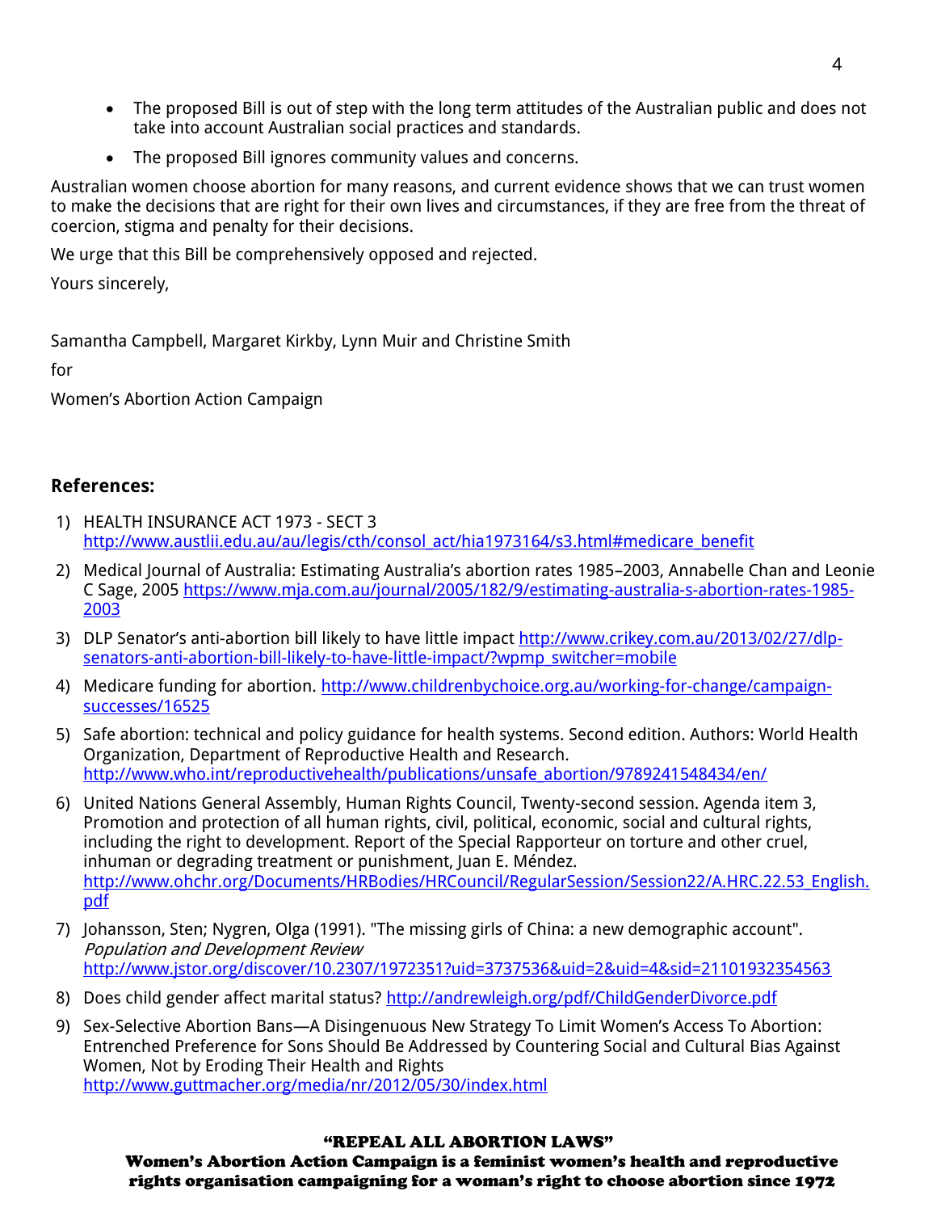- The proposed Bill is out of step with the long term attitudes of the Australian public and does not take into account Australian social practices and standards.
- The proposed Bill ignores community values and concerns.

Australian women choose abortion for many reasons, and current evidence shows that we can trust women to make the decisions that are right for their own lives and circumstances, if they are free from the threat of coercion, stigma and penalty for their decisions.

We urge that this Bill be comprehensively opposed and rejected.

Yours sincerely,

Samantha Campbell, Margaret Kirkby, Lynn Muir and Christine Smith

for

Women's Abortion Action Campaign

## References:

1) HEALTH INSURANCE ACT 1973 - SECT 3 http://www.austlii.edu.au/au/legis/cth/consol_act/hia1973164/s3.html#medicare_benefit
2) Medical Journal of Australia: Estimating Australia's abortion rates 1985–2003, Annabelle Chan and Leonie C Sage, 2005 https://www.mja.com.au/journal/2005/182/9/estimating-australia-s-abortion-rates-1985-2003
3) DLP Senator's anti-abortion bill likely to have little impact http://www.crikey.com.au/2013/02/27/dlp-senators-anti-abortion-bill-likely-to-have-little-impact/?wpmp_switcher=mobile
4) Medicare funding for abortion. http://www.childrenbychoice.org.au/working-for-change/campaign-successes/16525
5) Safe abortion: technical and policy guidance for health systems. Second edition. Authors: World Health Organization, Department of Reproductive Health and Research. http://www.who.int/reproductivehealth/publications/unsafe_abortion/9789241548434/en/
6) United Nations General Assembly, Human Rights Council, Twenty-second session. Agenda item 3, Promotion and protection of all human rights, civil, political, economic, social and cultural rights, including the right to development. Report of the Special Rapporteur on torture and other cruel, inhuman or degrading treatment or punishment, Juan E. Méndez. http://www.ohchr.org/Documents/HRBodies/HRCouncil/RegularSession/Session22/A.HRC.22.53_English.pdf
7) Johansson, Sten; Nygren, Olga (1991). "The missing girls of China: a new demographic account". *Population and Development Review* http://www.jstor.org/discover/10.2307/1972351?uid=3737536&uid=2&uid=4&sid=21101932354563
8) Does child gender affect marital status? http://andrewleigh.org/pdf/ChildGenderDivorce.pdf
9) Sex-Selective Abortion Bans—A Disingenuous New Strategy To Limit Women's Access To Abortion: Entrenched Preference for Sons Should Be Addressed by Countering Social and Cultural Bias Against Women, Not by Eroding Their Health and Rights http://www.guttmacher.org/media/nr/2012/05/30/index.html

**"REPEAL ALL ABORTION LAWS"**
**Women's Abortion Action Campaign is a feminist women's health and reproductive rights organisation campaigning for a woman's right to choose abortion since 1972**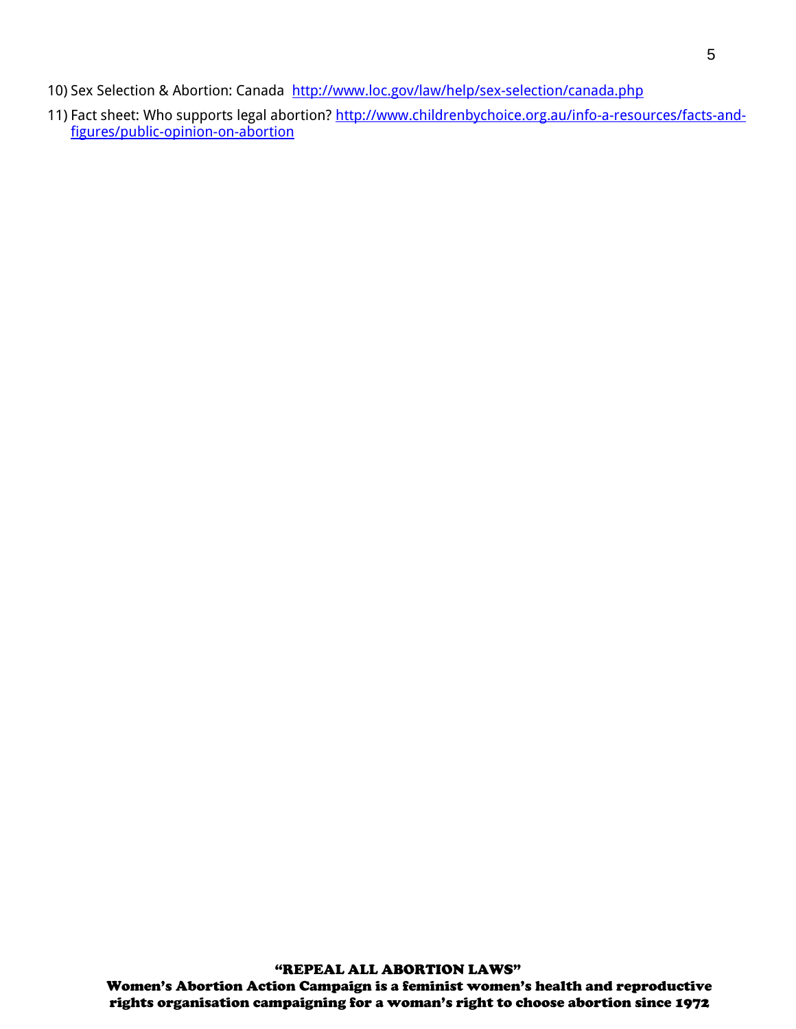10) Sex Selection & Abortion: Canada http://www.loc.gov/law/help/sex-selection/canada.php

11) Fact sheet: Who supports legal abortion? http://www.childrenbychoice.org.au/info-a-resources/facts-and-figures/public-opinion-on-abortion